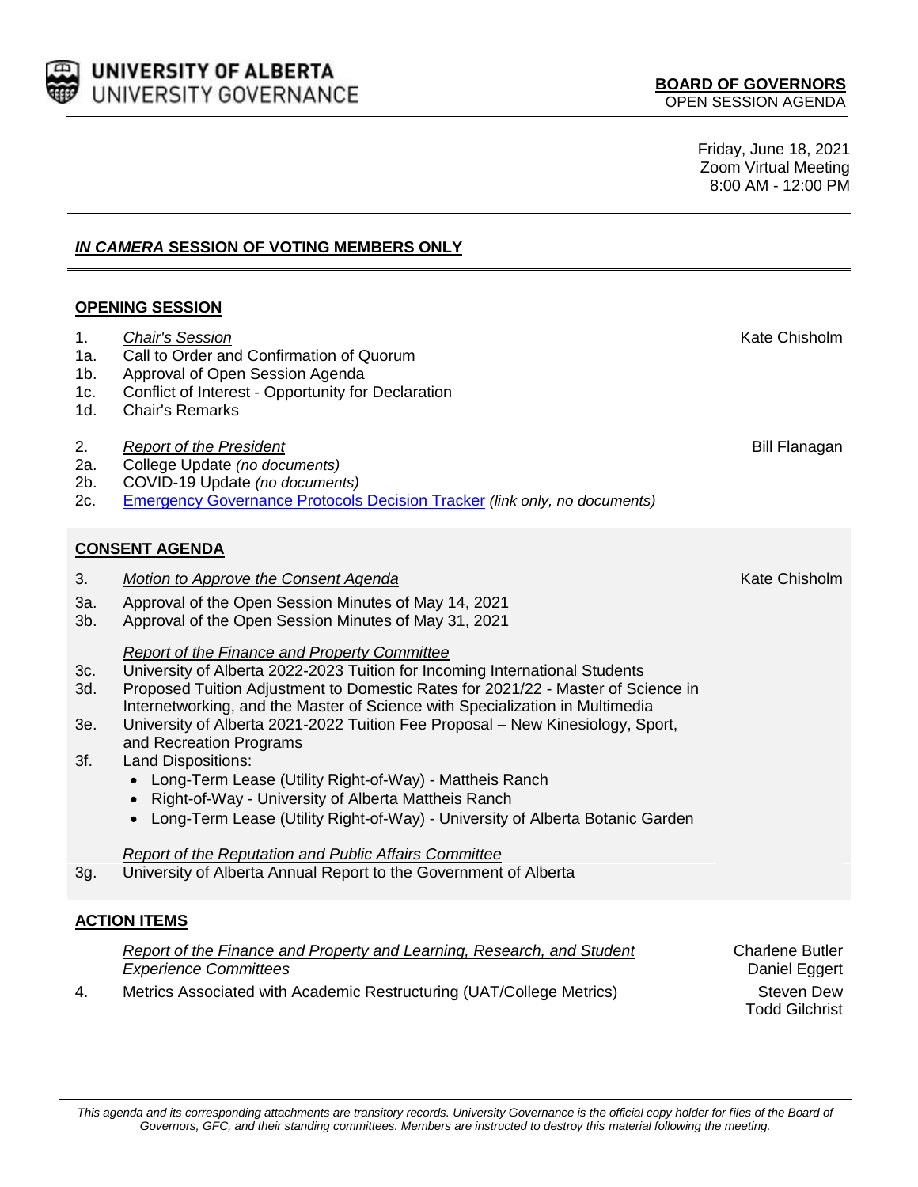UNIVERSITY OF ALBERTA
UNIVERSITY GOVERNANCE

**BOARD OF GOVERNORS**
OPEN SESSION AGENDA

Friday, June 18, 2021
Zoom Virtual Meeting
8:00 AM - 12:00 PM

## ***IN CAMERA*** **SESSION OF VOTING MEMBERS ONLY**

## OPENING SESSION

| | | |
|---|---|---|
| 1. | *Chair's Session* | Kate Chisholm |
| 1a. | Call to Order and Confirmation of Quorum | |
| 1b. | Approval of Open Session Agenda | |
| 1c. | Conflict of Interest - Opportunity for Declaration | |
| 1d. | Chair's Remarks | |
| 2. | *Report of the President* | Bill Flanagan |
| 2a. | College Update *(no documents)* | |
| 2b. | COVID-19 Update *(no documents)* | |
| 2c. | Emergency Governance Protocols Decision Tracker *(link only, no documents)* | |

## CONSENT AGENDA

| | | |
|---|---|---|
| 3. | *Motion to Approve the Consent Agenda* | Kate Chisholm |
| 3a. | Approval of the Open Session Minutes of May 14, 2021 | |
| 3b. | Approval of the Open Session Minutes of May 31, 2021 | |
| | *Report of the Finance and Property Committee* | |
| 3c. | University of Alberta 2022-2023 Tuition for Incoming International Students | |
| 3d. | Proposed Tuition Adjustment to Domestic Rates for 2021/22 - Master of Science in Internetworking, and the Master of Science with Specialization in Multimedia | |
| 3e. | University of Alberta 2021-2022 Tuition Fee Proposal – New Kinesiology, Sport, and Recreation Programs | |
| 3f. | Land Dispositions:<br>• Long-Term Lease (Utility Right-of-Way) - Mattheis Ranch<br>• Right-of-Way - University of Alberta Mattheis Ranch<br>• Long-Term Lease (Utility Right-of-Way) - University of Alberta Botanic Garden | |
| | *Report of the Reputation and Public Affairs Committee* | |
| 3g. | University of Alberta Annual Report to the Government of Alberta | |

## ACTION ITEMS

| | | |
|---|---|---|
| | *Report of the Finance and Property and Learning, Research, and Student Experience Committees* | Charlene Butler<br>Daniel Eggert |
| 4. | Metrics Associated with Academic Restructuring (UAT/College Metrics) | Steven Dew<br>Todd Gilchrist |

*This agenda and its corresponding attachments are transitory records. University Governance is the official copy holder for files of the Board of Governors, GFC, and their standing committees. Members are instructed to destroy this material following the meeting.*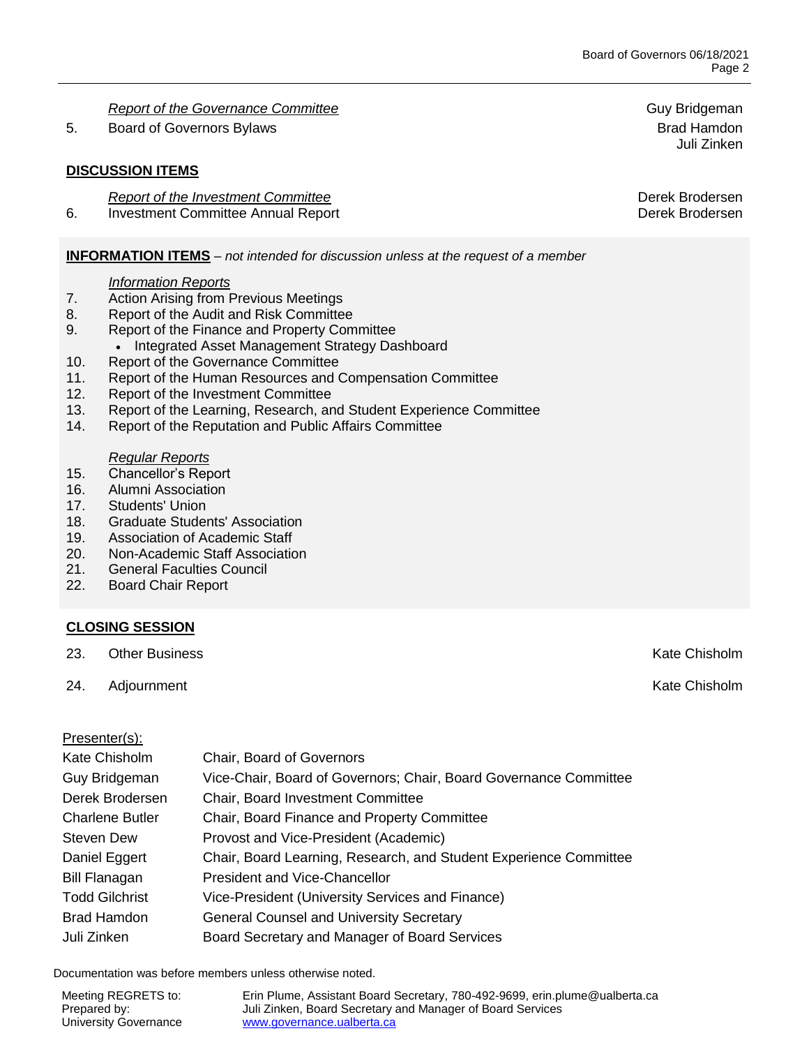*Report of the Governance Committee* Guy Bridgeman

5. Board of Governors Bylaws — Brad Hamdon, Juli Zinken

**DISCUSSION ITEMS**

*Report of the Investment Committee* Derek Brodersen

6. Investment Committee Annual Report — Derek Brodersen

**INFORMATION ITEMS** – *not intended for discussion unless at the request of a member*

*Information Reports*

7. Action Arising from Previous Meetings
8. Report of the Audit and Risk Committee
9. Report of the Finance and Property Committee
   - Integrated Asset Management Strategy Dashboard
10. Report of the Governance Committee
11. Report of the Human Resources and Compensation Committee
12. Report of the Investment Committee
13. Report of the Learning, Research, and Student Experience Committee
14. Report of the Reputation and Public Affairs Committee

*Regular Reports*

15. Chancellor's Report
16. Alumni Association
17. Students' Union
18. Graduate Students' Association
19. Association of Academic Staff
20. Non-Academic Staff Association
21. General Faculties Council
22. Board Chair Report

**CLOSING SESSION**

23. Other Business — Kate Chisholm

24. Adjournment — Kate Chisholm

Presenter(s):

| | |
|---|---|
| Kate Chisholm | Chair, Board of Governors |
| Guy Bridgeman | Vice-Chair, Board of Governors; Chair, Board Governance Committee |
| Derek Brodersen | Chair, Board Investment Committee |
| Charlene Butler | Chair, Board Finance and Property Committee |
| Steven Dew | Provost and Vice-President (Academic) |
| Daniel Eggert | Chair, Board Learning, Research, and Student Experience Committee |
| Bill Flanagan | President and Vice-Chancellor |
| Todd Gilchrist | Vice-President (University Services and Finance) |
| Brad Hamdon | General Counsel and University Secretary |
| Juli Zinken | Board Secretary and Manager of Board Services |

Documentation was before members unless otherwise noted.

| | |
|---|---|
| Meeting REGRETS to: | Erin Plume, Assistant Board Secretary, 780-492-9699, erin.plume@ualberta.ca |
| Prepared by: | Juli Zinken, Board Secretary and Manager of Board Services |
| University Governance | www.governance.ualberta.ca |